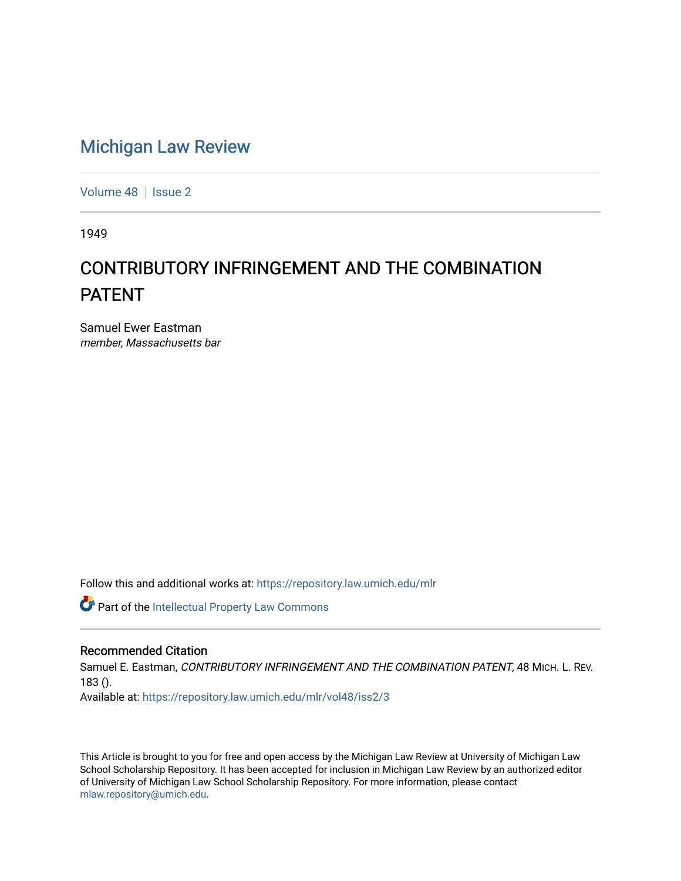# Michigan Law Review

Volume 48 | Issue 2

1949

## CONTRIBUTORY INFRINGEMENT AND THE COMBINATION PATENT

Samuel Ewer Eastman
*member, Massachusetts bar*

Follow this and additional works at: https://repository.law.umich.edu/mlr

Part of the Intellectual Property Law Commons

### Recommended Citation

Samuel E. Eastman, *CONTRIBUTORY INFRINGEMENT AND THE COMBINATION PATENT*, 48 MICH. L. REV. 183 ().

Available at: https://repository.law.umich.edu/mlr/vol48/iss2/3

This Article is brought to you for free and open access by the Michigan Law Review at University of Michigan Law School Scholarship Repository. It has been accepted for inclusion in Michigan Law Review by an authorized editor of University of Michigan Law School Scholarship Repository. For more information, please contact mlaw.repository@umich.edu.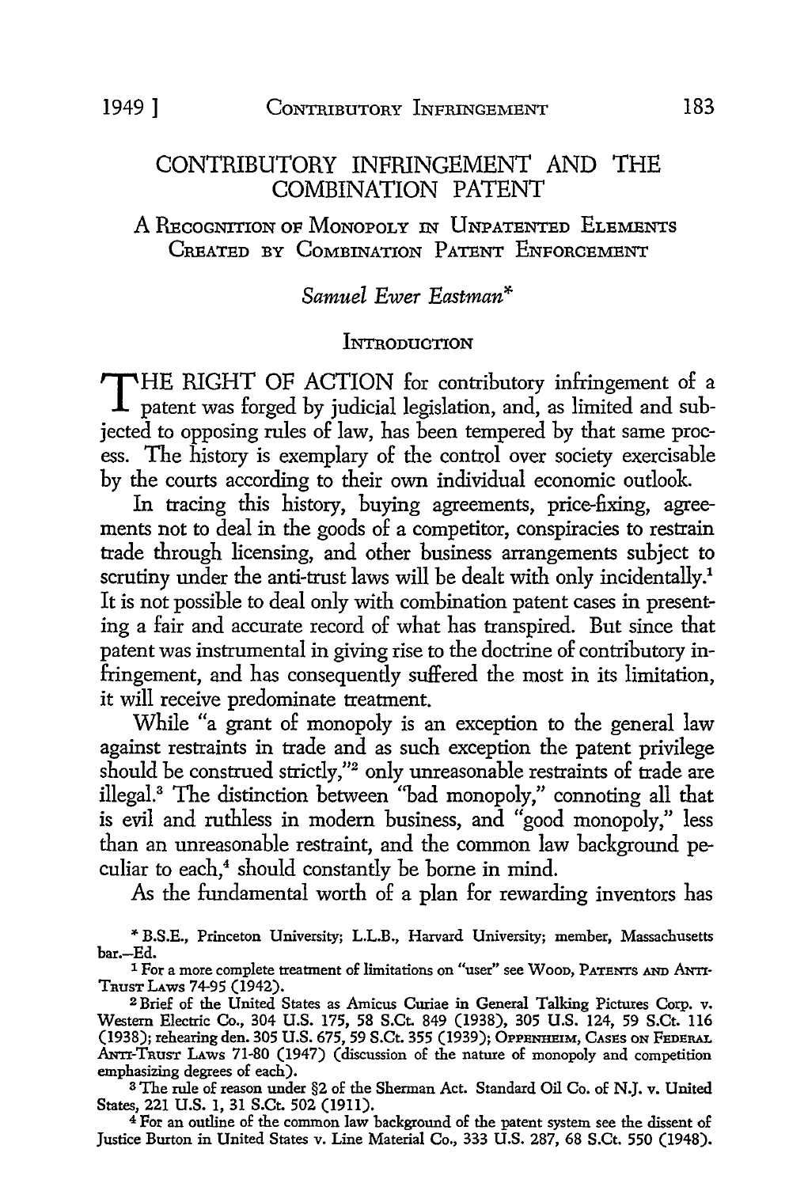# CONTRIBUTORY INFRINGEMENT AND THE COMBINATION PATENT

## A Recognition of Monopoly in Unpatented Elements Created by Combination Patent Enforcement

*Samuel Ewer Eastman**

### Introduction

THE RIGHT OF ACTION for contributory infringement of a patent was forged by judicial legislation, and, as limited and subjected to opposing rules of law, has been tempered by that same process. The history is exemplary of the control over society exercisable by the courts according to their own individual economic outlook.

In tracing this history, buying agreements, price-fixing, agreements not to deal in the goods of a competitor, conspiracies to restrain trade through licensing, and other business arrangements subject to scrutiny under the anti-trust laws will be dealt with only incidentally.[1] It is not possible to deal only with combination patent cases in presenting a fair and accurate record of what has transpired. But since that patent was instrumental in giving rise to the doctrine of contributory infringement, and has consequently suffered the most in its limitation, it will receive predominate treatment.

While "a grant of monopoly is an exception to the general law against restraints in trade and as such exception the patent privilege should be construed strictly,"[2] only unreasonable restraints of trade are illegal.[3] The distinction between "bad monopoly," connoting all that is evil and ruthless in modern business, and "good monopoly," less than an unreasonable restraint, and the common law background peculiar to each,[4] should constantly be borne in mind.

As the fundamental worth of a plan for rewarding inventors has

---

\* B.S.E., Princeton University; L.L.B., Harvard University; member, Massachusetts bar.—Ed.

[1] For a more complete treatment of limitations on "user" see Wood, Patents and Anti-Trust Laws 74-95 (1942).

[2] Brief of the United States as Amicus Curiae in General Talking Pictures Corp. v. Western Electric Co., 304 U.S. 175, 58 S.Ct. 849 (1938), 305 U.S. 124, 59 S.Ct. 116 (1938); rehearing den. 305 U.S. 675, 59 S.Ct. 355 (1939); Oppenheim, Cases on Federal Anti-Trust Laws 71-80 (1947) (discussion of the nature of monopoly and competition emphasizing degrees of each).

[3] The rule of reason under §2 of the Sherman Act. Standard Oil Co. of N.J. v. United States, 221 U.S. 1, 31 S.Ct. 502 (1911).

[4] For an outline of the common law background of the patent system see the dissent of Justice Burton in United States v. Line Material Co., 333 U.S. 287, 68 S.Ct. 550 (1948).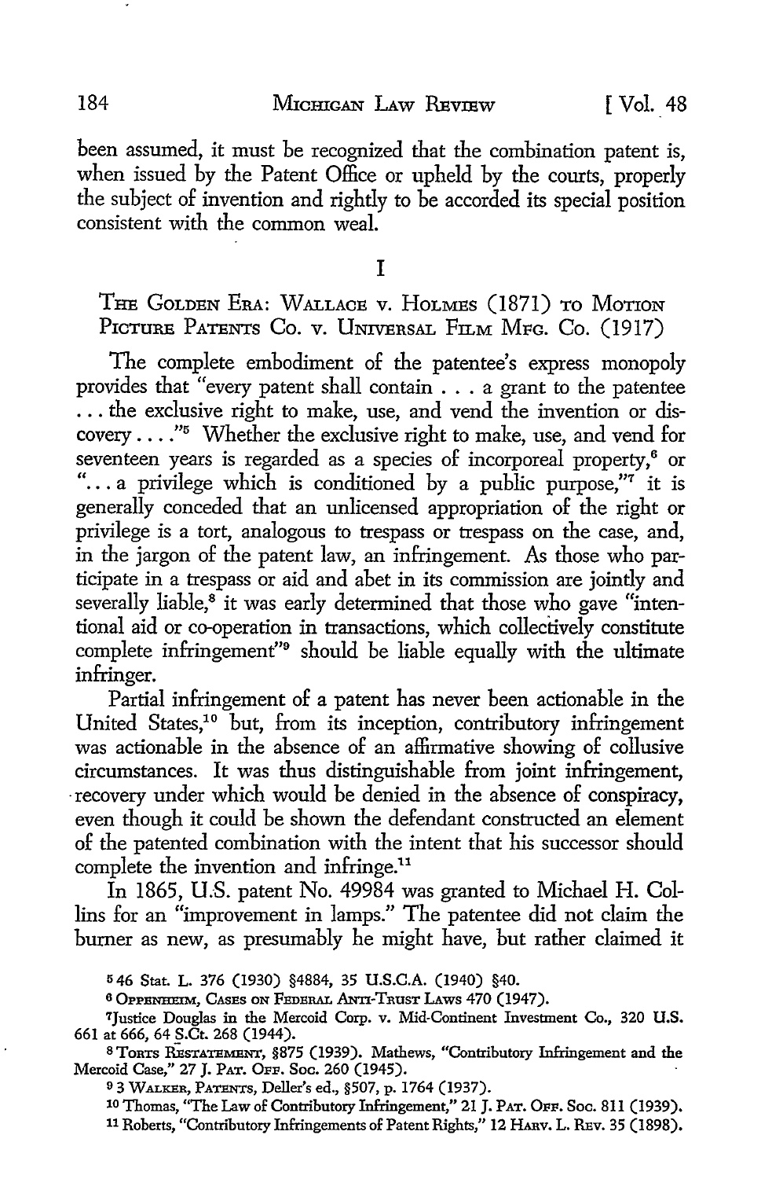been assumed, it must be recognized that the combination patent is, when issued by the Patent Office or upheld by the courts, properly the subject of invention and rightly to be accorded its special position consistent with the common weal.

## I

### The Golden Era: Wallace v. Holmes (1871) to Motion Picture Patents Co. v. Universal Film Mfg. Co. (1917)

The complete embodiment of the patentee's express monopoly provides that "every patent shall contain . . . a grant to the patentee . . . the exclusive right to make, use, and vend the invention or discovery . . . ."[5] Whether the exclusive right to make, use, and vend for seventeen years is regarded as a species of incorporeal property,[6] or ". . . a privilege which is conditioned by a public purpose,"[7] it is generally conceded that an unlicensed appropriation of the right or privilege is a tort, analogous to trespass or trespass on the case, and, in the jargon of the patent law, an infringement. As those who participate in a trespass or aid and abet in its commission are jointly and severally liable,[8] it was early determined that those who gave "intentional aid or co-operation in transactions, which collectively constitute complete infringement"[9] should be liable equally with the ultimate infringer.

Partial infringement of a patent has never been actionable in the United States,[10] but, from its inception, contributory infringement was actionable in the absence of an affirmative showing of collusive circumstances. It was thus distinguishable from joint infringement, recovery under which would be denied in the absence of conspiracy, even though it could be shown the defendant constructed an element of the patented combination with the intent that his successor should complete the invention and infringe.[11]

In 1865, U.S. patent No. 49984 was granted to Michael H. Collins for an "improvement in lamps." The patentee did not claim the burner as new, as presumably he might have, but rather claimed it

---

[5] 46 Stat. L. 376 (1930) §4884, 35 U.S.C.A. (1940) §40.

[6] Oppenheim, Cases on Federal Anti-Trust Laws 470 (1947).

[7] Justice Douglas in the Mercoid Corp. v. Mid-Continent Investment Co., 320 U.S. 661 at 666, 64 S.Ct. 268 (1944).

[8] Torts Restatement, §875 (1939). Mathews, "Contributory Infringement and the Mercoid Case," 27 J. Pat. Off. Soc. 260 (1945).

[9] 3 Walker, Patents, Deller's ed., §507, p. 1764 (1937).

[10] Thomas, "The Law of Contributory Infringement," 21 J. Pat. Off. Soc. 811 (1939).

[11] Roberts, "Contributory Infringements of Patent Rights," 12 Harv. L. Rev. 35 (1898).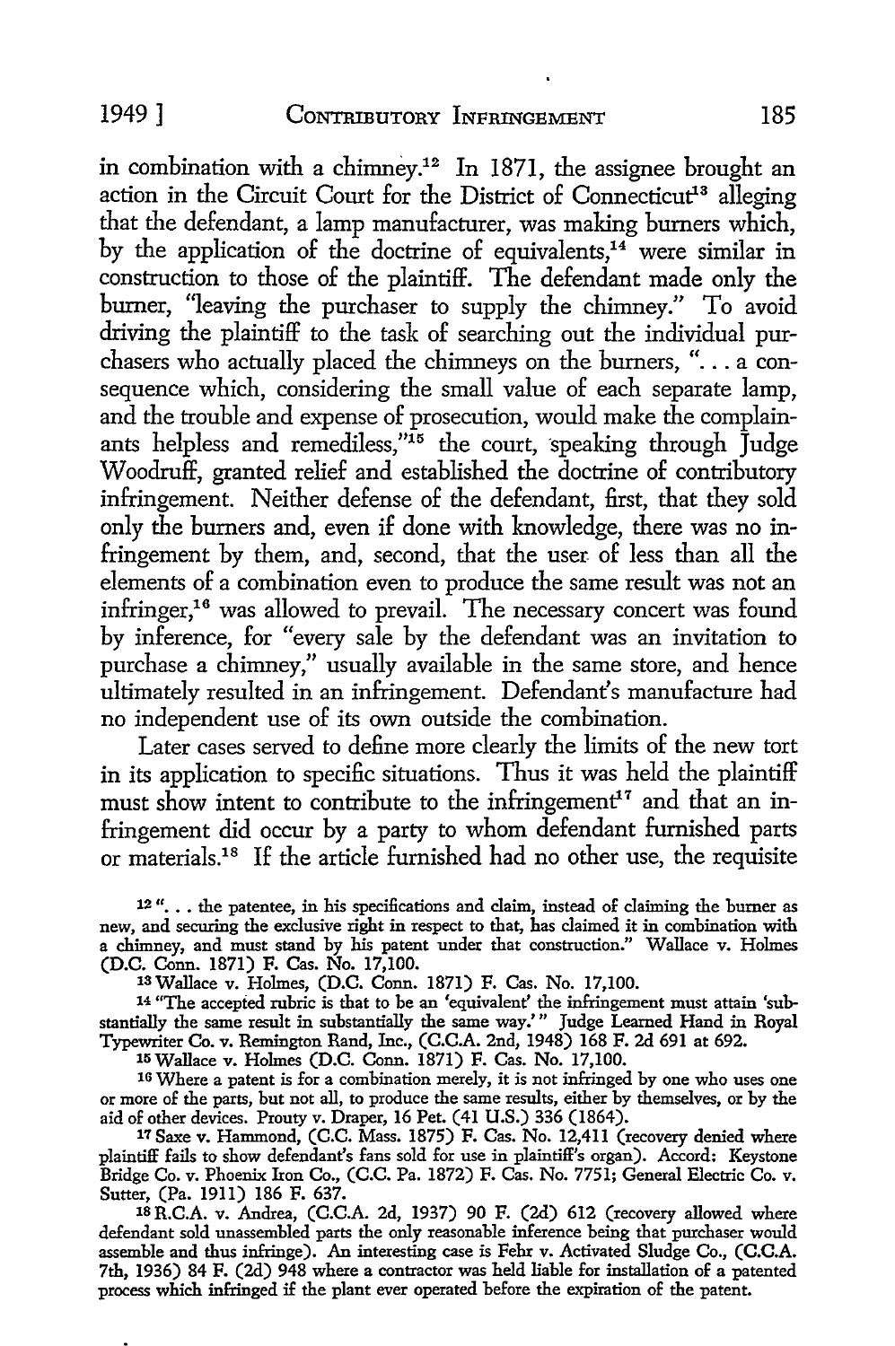in combination with a chimney.[12] In 1871, the assignee brought an action in the Circuit Court for the District of Connecticut[13] alleging that the defendant, a lamp manufacturer, was making burners which, by the application of the doctrine of equivalents,[14] were similar in construction to those of the plaintiff. The defendant made only the burner, "leaving the purchaser to supply the chimney." To avoid driving the plaintiff to the task of searching out the individual purchasers who actually placed the chimneys on the burners, ". . . a consequence which, considering the small value of each separate lamp, and the trouble and expense of prosecution, would make the complainants helpless and remediless,"[15] the court, speaking through Judge Woodruff, granted relief and established the doctrine of contributory infringement. Neither defense of the defendant, first, that they sold only the burners and, even if done with knowledge, there was no infringement by them, and, second, that the user of less than all the elements of a combination even to produce the same result was not an infringer,[16] was allowed to prevail. The necessary concert was found by inference, for "every sale by the defendant was an invitation to purchase a chimney," usually available in the same store, and hence ultimately resulted in an infringement. Defendant's manufacture had no independent use of its own outside the combination.

Later cases served to define more clearly the limits of the new tort in its application to specific situations. Thus it was held the plaintiff must show intent to contribute to the infringement[17] and that an infringement did occur by a party to whom defendant furnished parts or materials.[18] If the article furnished had no other use, the requisite

[12] ". . . the patentee, in his specifications and claim, instead of claiming the burner as new, and securing the exclusive right in respect to that, has claimed it in combination with a chimney, and must stand by his patent under that construction." Wallace v. Holmes (D.C. Conn. 1871) F. Cas. No. 17,100.

[13] Wallace v. Holmes, (D.C. Conn. 1871) F. Cas. No. 17,100.

[14] "The accepted rubric is that to be an 'equivalent' the infringement must attain 'substantially the same result in substantially the same way.'" Judge Learned Hand in Royal Typewriter Co. v. Remington Rand, Inc., (C.C.A. 2nd, 1948) 168 F. 2d 691 at 692.

[15] Wallace v. Holmes (D.C. Conn. 1871) F. Cas. No. 17,100.

[16] Where a patent is for a combination merely, it is not infringed by one who uses one or more of the parts, but not all, to produce the same results, either by themselves, or by the aid of other devices. Prouty v. Draper, 16 Pet. (41 U.S.) 336 (1864).

[17] Saxe v. Hammond, (C.C. Mass. 1875) F. Cas. No. 12,411 (recovery denied where plaintiff fails to show defendant's fans sold for use in plaintiff's organ). Accord: Keystone Bridge Co. v. Phoenix Iron Co., (C.C. Pa. 1872) F. Cas. No. 7751; General Electric Co. v. Sutter, (Pa. 1911) 186 F. 637.

[18] R.C.A. v. Andrea, (C.C.A. 2d, 1937) 90 F. (2d) 612 (recovery allowed where defendant sold unassembled parts the only reasonable inference being that purchaser would assemble and thus infringe). An interesting case is Fehr v. Activated Sludge Co., (C.C.A. 7th, 1936) 84 F. (2d) 948 where a contractor was held liable for installation of a patented process which infringed if the plant ever operated before the expiration of the patent.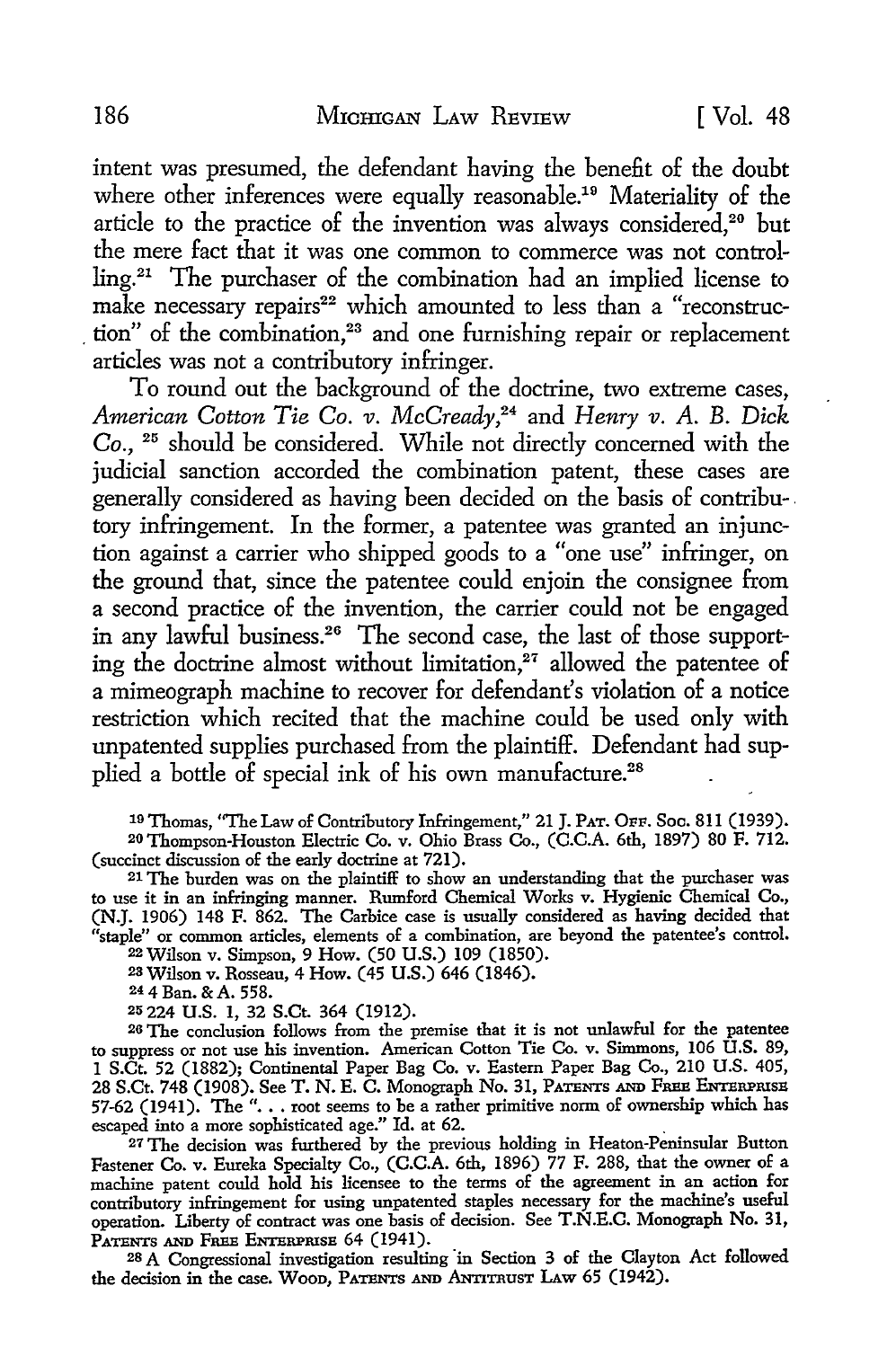intent was presumed, the defendant having the benefit of the doubt where other inferences were equally reasonable.[19] Materiality of the article to the practice of the invention was always considered,[20] but the mere fact that it was one common to commerce was not controlling.[21] The purchaser of the combination had an implied license to make necessary repairs[22] which amounted to less than a "reconstruction" of the combination,[23] and one furnishing repair or replacement articles was not a contributory infringer.

To round out the background of the doctrine, two extreme cases, *American Cotton Tie Co. v. McCready*,[24] and *Henry v. A. B. Dick Co.*, [25] should be considered. While not directly concerned with the judicial sanction accorded the combination patent, these cases are generally considered as having been decided on the basis of contributory infringement. In the former, a patentee was granted an injunction against a carrier who shipped goods to a "one use" infringer, on the ground that, since the patentee could enjoin the consignee from a second practice of the invention, the carrier could not be engaged in any lawful business.[26] The second case, the last of those supporting the doctrine almost without limitation,[27] allowed the patentee of a mimeograph machine to recover for defendant's violation of a notice restriction which recited that the machine could be used only with unpatented supplies purchased from the plaintiff. Defendant had supplied a bottle of special ink of his own manufacture.[28]

---

[19] Thomas, "The Law of Contributory Infringement," 21 J. PAT. OFF. SOC. 811 (1939).

[20] Thompson-Houston Electric Co. v. Ohio Brass Co., (C.C.A. 6th, 1897) 80 F. 712. (succinct discussion of the early doctrine at 721).

[21] The burden was on the plaintiff to show an understanding that the purchaser was to use it in an infringing manner. Rumford Chemical Works v. Hygienic Chemical Co., (N.J. 1906) 148 F. 862. The Carbice case is usually considered as having decided that "staple" or common articles, elements of a combination, are beyond the patentee's control.

[22] Wilson v. Simpson, 9 How. (50 U.S.) 109 (1850).

[23] Wilson v. Rosseau, 4 How. (45 U.S.) 646 (1846).

[24] 4 Ban. & A. 558.

[25] 224 U.S. 1, 32 S.Ct. 364 (1912).

[26] The conclusion follows from the premise that it is not unlawful for the patentee to suppress or not use his invention. American Cotton Tie Co. v. Simmons, 106 U.S. 89, 1 S.Ct. 52 (1882); Continental Paper Bag Co. v. Eastern Paper Bag Co., 210 U.S. 405, 28 S.Ct. 748 (1908). See T. N. E. C. Monograph No. 31, PATENTS AND FREE ENTERPRISE 57-62 (1941). The ". . . root seems to be a rather primitive norm of ownership which has escaped into a more sophisticated age." Id. at 62.

[27] The decision was furthered by the previous holding in Heaton-Peninsular Button Fastener Co. v. Eureka Specialty Co., (C.C.A. 6th, 1896) 77 F. 288, that the owner of a machine patent could hold his licensee to the terms of the agreement in an action for contributory infringement for using unpatented staples necessary for the machine's useful operation. Liberty of contract was one basis of decision. See T.N.E.C. Monograph No. 31, PATENTS AND FREE ENTERPRISE 64 (1941).

[28] A Congressional investigation resulting in Section 3 of the Clayton Act followed the decision in the case. WOOD, PATENTS AND ANTITRUST LAW 65 (1942).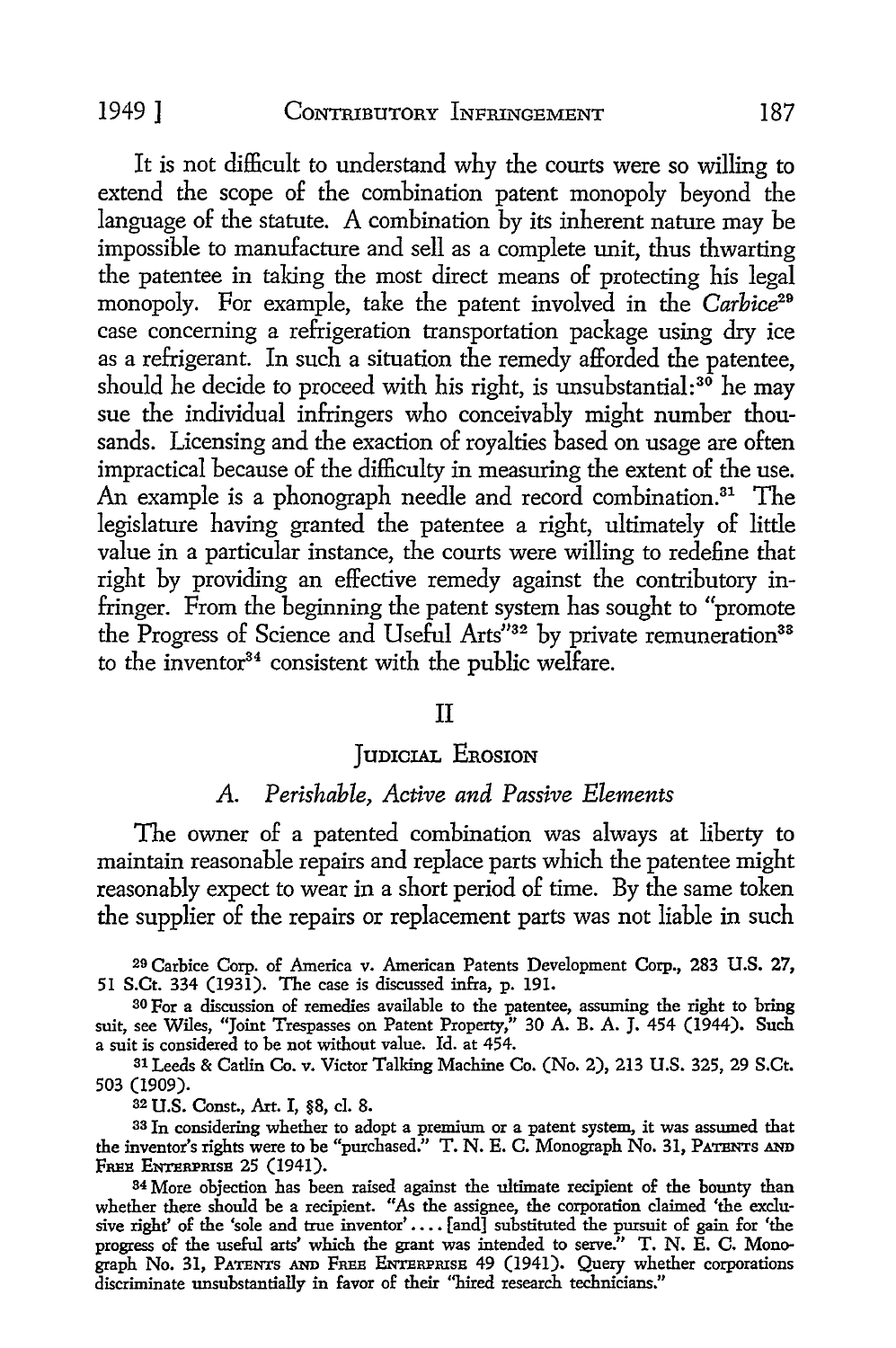It is not difficult to understand why the courts were so willing to extend the scope of the combination patent monopoly beyond the language of the statute. A combination by its inherent nature may be impossible to manufacture and sell as a complete unit, thus thwarting the patentee in taking the most direct means of protecting his legal monopoly. For example, take the patent involved in the *Carbice*[29] case concerning a refrigeration transportation package using dry ice as a refrigerant. In such a situation the remedy afforded the patentee, should he decide to proceed with his right, is unsubstantial:[30] he may sue the individual infringers who conceivably might number thousands. Licensing and the exaction of royalties based on usage are often impractical because of the difficulty in measuring the extent of the use. An example is a phonograph needle and record combination.[31] The legislature having granted the patentee a right, ultimately of little value in a particular instance, the courts were willing to redefine that right by providing an effective remedy against the contributory infringer. From the beginning the patent system has sought to "promote the Progress of Science and Useful Arts"[32] by private remuneration[33] to the inventor[34] consistent with the public welfare.

## II

## Judicial Erosion

### *A. Perishable, Active and Passive Elements*

The owner of a patented combination was always at liberty to maintain reasonable repairs and replace parts which the patentee might reasonably expect to wear in a short period of time. By the same token the supplier of the repairs or replacement parts was not liable in such

---

[29] Carbice Corp. of America v. American Patents Development Corp., 283 U.S. 27, 51 S.Ct. 334 (1931). The case is discussed infra, p. 191.

[30] For a discussion of remedies available to the patentee, assuming the right to bring suit, see Wiles, "Joint Trespasses on Patent Property," 30 A. B. A. J. 454 (1944). Such a suit is considered to be not without value. Id. at 454.

[31] Leeds & Catlin Co. v. Victor Talking Machine Co. (No. 2), 213 U.S. 325, 29 S.Ct. 503 (1909).

[32] U.S. Const., Art. I, §8, cl. 8.

[33] In considering whether to adopt a premium or a patent system, it was assumed that the inventor's rights were to be "purchased." T. N. E. C. Monograph No. 31, Patents and Free Enterprise 25 (1941).

[34] More objection has been raised against the ultimate recipient of the bounty than whether there should be a recipient. "As the assignee, the corporation claimed 'the exclusive right' of the 'sole and true inventor' .... [and] substituted the pursuit of gain for 'the progress of the useful arts' which the grant was intended to serve." T. N. E. C. Monograph No. 31, Patents and Free Enterprise 49 (1941). Query whether corporations discriminate unsubstantially in favor of their "hired research technicians."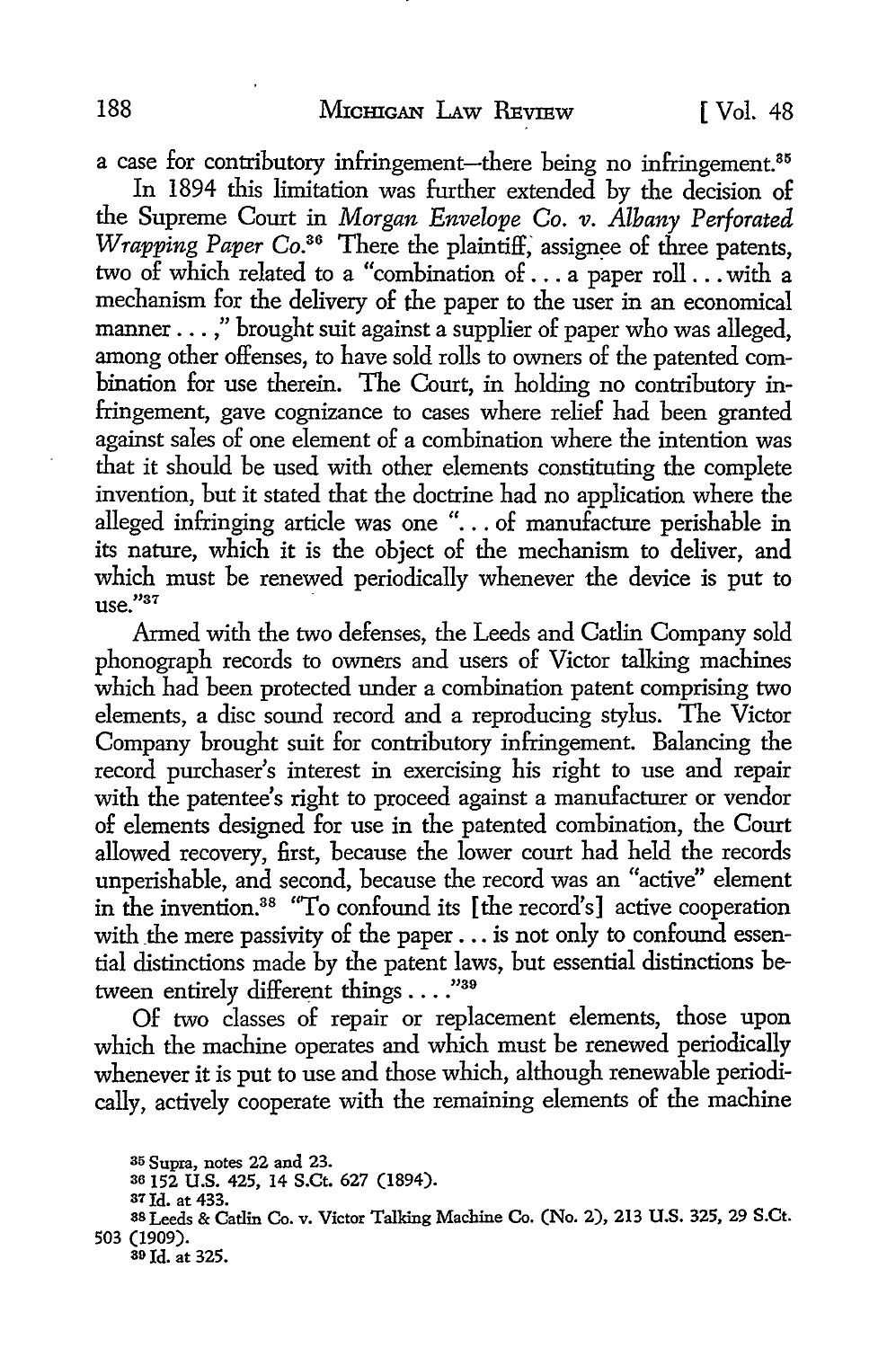a case for contributory infringement—there being no infringement.[35]

In 1894 this limitation was further extended by the decision of the Supreme Court in *Morgan Envelope Co. v. Albany Perforated Wrapping Paper Co.*[36] There the plaintiff, assignee of three patents, two of which related to a "combination of . . . a paper roll . . . with a mechanism for the delivery of the paper to the user in an economical manner . . . ," brought suit against a supplier of paper who was alleged, among other offenses, to have sold rolls to owners of the patented combination for use therein. The Court, in holding no contributory infringement, gave cognizance to cases where relief had been granted against sales of one element of a combination where the intention was that it should be used with other elements constituting the complete invention, but it stated that the doctrine had no application where the alleged infringing article was one ". . . of manufacture perishable in its nature, which it is the object of the mechanism to deliver, and which must be renewed periodically whenever the device is put to use."[37]

Armed with the two defenses, the Leeds and Catlin Company sold phonograph records to owners and users of Victor talking machines which had been protected under a combination patent comprising two elements, a disc sound record and a reproducing stylus. The Victor Company brought suit for contributory infringement. Balancing the record purchaser's interest in exercising his right to use and repair with the patentee's right to proceed against a manufacturer or vendor of elements designed for use in the patented combination, the Court allowed recovery, first, because the lower court had held the records unperishable, and second, because the record was an "active" element in the invention.[38] "To confound its [the record's] active cooperation with the mere passivity of the paper . . . is not only to confound essential distinctions made by the patent laws, but essential distinctions between entirely different things . . . ."[39]

Of two classes of repair or replacement elements, those upon which the machine operates and which must be renewed periodically whenever it is put to use and those which, although renewable periodically, actively cooperate with the remaining elements of the machine

---

[35] Supra, notes 22 and 23.

[36] 152 U.S. 425, 14 S.Ct. 627 (1894).

[37] Id. at 433.

[38] Leeds & Catlin Co. v. Victor Talking Machine Co. (No. 2), 213 U.S. 325, 29 S.Ct. 503 (1909).

[39] Id. at 325.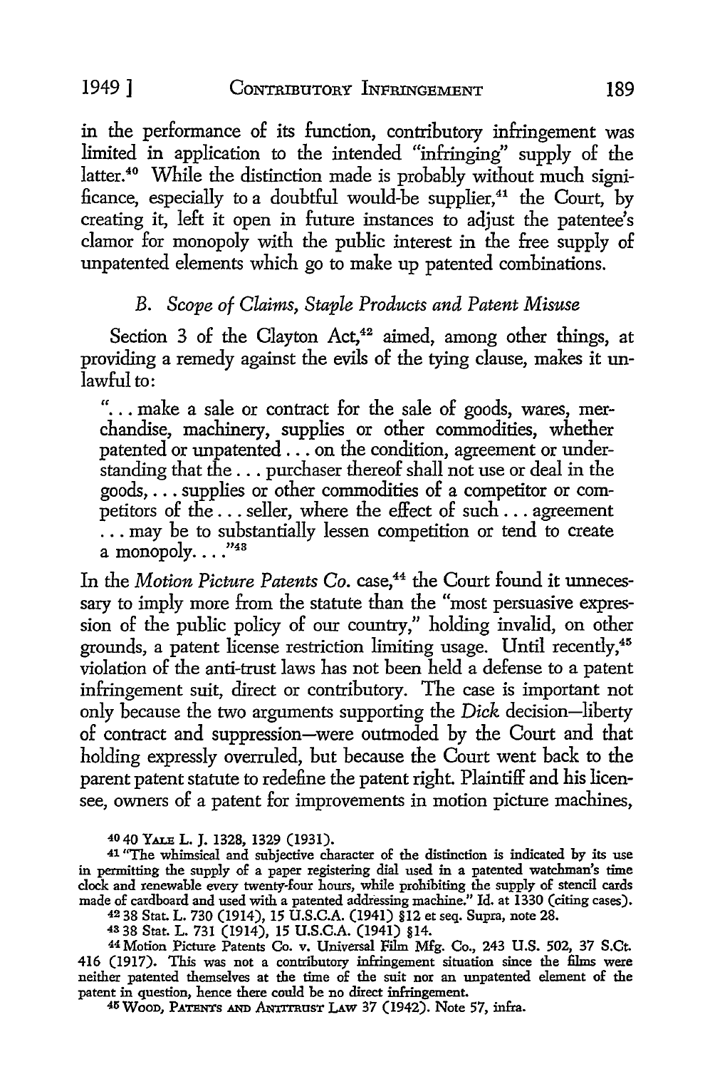in the performance of its function, contributory infringement was limited in application to the intended "infringing" supply of the latter.[40] While the distinction made is probably without much significance, especially to a doubtful would-be supplier,[41] the Court, by creating it, left it open in future instances to adjust the patentee's clamor for monopoly with the public interest in the free supply of unpatented elements which go to make up patented combinations.

### B. *Scope of Claims, Staple Products and Patent Misuse*

Section 3 of the Clayton Act,[42] aimed, among other things, at providing a remedy against the evils of the tying clause, makes it unlawful to:

> ". . . make a sale or contract for the sale of goods, wares, merchandise, machinery, supplies or other commodities, whether patented or unpatented . . . on the condition, agreement or understanding that the . . . purchaser thereof shall not use or deal in the goods, . . . supplies or other commodities of a competitor or competitors of the . . . seller, where the effect of such . . . agreement . . . may be to substantially lessen competition or tend to create a monopoly. . . ."[43]

In the *Motion Picture Patents Co.* case,[44] the Court found it unnecessary to imply more from the statute than the "most persuasive expression of the public policy of our country," holding invalid, on other grounds, a patent license restriction limiting usage. Until recently,[45] violation of the anti-trust laws has not been held a defense to a patent infringement suit, direct or contributory. The case is important not only because the two arguments supporting the *Dick* decision—liberty of contract and suppression—were outmoded by the Court and that holding expressly overruled, but because the Court went back to the parent patent statute to redefine the patent right. Plaintiff and his licensee, owners of a patent for improvements in motion picture machines,

---

[40] 40 YALE L. J. 1328, 1329 (1931).

[41] "The whimsical and subjective character of the distinction is indicated by its use in permitting the supply of a paper registering dial used in a patented watchman's time clock and renewable every twenty-four hours, while prohibiting the supply of stencil cards made of cardboard and used with a patented addressing machine." Id. at 1330 (citing cases).

[42] 38 Stat. L. 730 (1914), 15 U.S.C.A. (1941) §12 et seq. Supra, note 28.

[43] 38 Stat. L. 731 (1914), 15 U.S.C.A. (1941) §14.

[44] Motion Picture Patents Co. v. Universal Film Mfg. Co., 243 U.S. 502, 37 S.Ct. 416 (1917). This was not a contributory infringement situation since the films were neither patented themselves at the time of the suit nor an unpatented element of the patent in question, hence there could be no direct infringement.

[45] WOOD, PATENTS AND ANTITRUST LAW 37 (1942). Note 57, infra.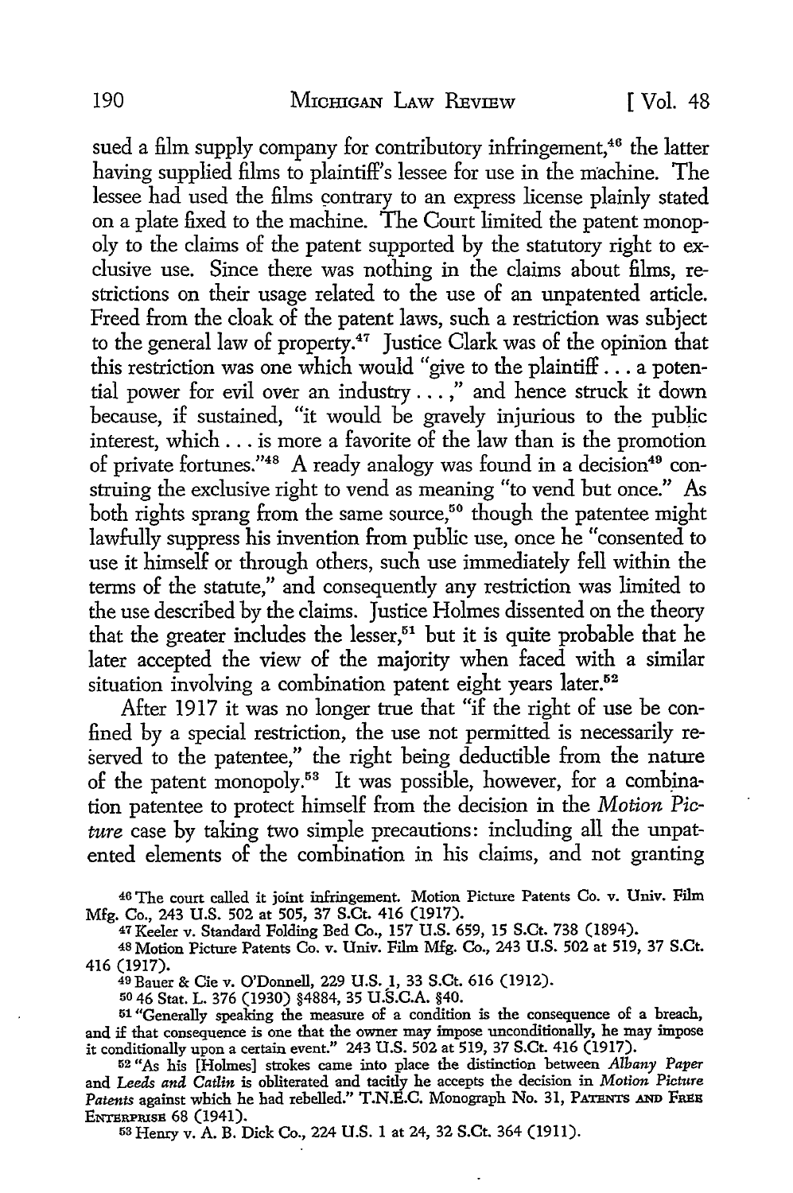sued a film supply company for contributory infringement,[46] the latter having supplied films to plaintiff's lessee for use in the machine. The lessee had used the films contrary to an express license plainly stated on a plate fixed to the machine. The Court limited the patent monopoly to the claims of the patent supported by the statutory right to exclusive use. Since there was nothing in the claims about films, restrictions on their usage related to the use of an unpatented article. Freed from the cloak of the patent laws, such a restriction was subject to the general law of property.[47] Justice Clark was of the opinion that this restriction was one which would "give to the plaintiff . . . a potential power for evil over an industry . . . ," and hence struck it down because, if sustained, "it would be gravely injurious to the public interest, which . . . is more a favorite of the law than is the promotion of private fortunes."[48] A ready analogy was found in a decision[49] construing the exclusive right to vend as meaning "to vend but once." As both rights sprang from the same source,[50] though the patentee might lawfully suppress his invention from public use, once he "consented to use it himself or through others, such use immediately fell within the terms of the statute," and consequently any restriction was limited to the use described by the claims. Justice Holmes dissented on the theory that the greater includes the lesser,[51] but it is quite probable that he later accepted the view of the majority when faced with a similar situation involving a combination patent eight years later.[52]

After 1917 it was no longer true that "if the right of use be confined by a special restriction, the use not permitted is necessarily reserved to the patentee," the right being deductible from the nature of the patent monopoly.[53] It was possible, however, for a combination patentee to protect himself from the decision in the *Motion Picture* case by taking two simple precautions: including all the unpatented elements of the combination in his claims, and not granting

[46] The court called it joint infringement. Motion Picture Patents Co. v. Univ. Film Mfg. Co., 243 U.S. 502 at 505, 37 S.Ct. 416 (1917).

[47] Keeler v. Standard Folding Bed Co., 157 U.S. 659, 15 S.Ct. 738 (1894).

[48] Motion Picture Patents Co. v. Univ. Film Mfg. Co., 243 U.S. 502 at 519, 37 S.Ct. 416 (1917).

[49] Bauer & Cie v. O'Donnell, 229 U.S. 1, 33 S.Ct. 616 (1912).

[50] 46 Stat. L. 376 (1930) §4884, 35 U.S.C.A. §40.

[51] "Generally speaking the measure of a condition is the consequence of a breach, and if that consequence is one that the owner may impose unconditionally, he may impose it conditionally upon a certain event." 243 U.S. 502 at 519, 37 S.Ct. 416 (1917).

[52] "As his [Holmes] strokes came into place the distinction between *Albany Paper* and *Leeds and Catlin* is obliterated and tacitly he accepts the decision in *Motion Picture Patents* against which he had rebelled." T.N.E.C. Monograph No. 31, PATENTS AND FREE ENTERPRISE 68 (1941).

[53] Henry v. A. B. Dick Co., 224 U.S. 1 at 24, 32 S.Ct. 364 (1911).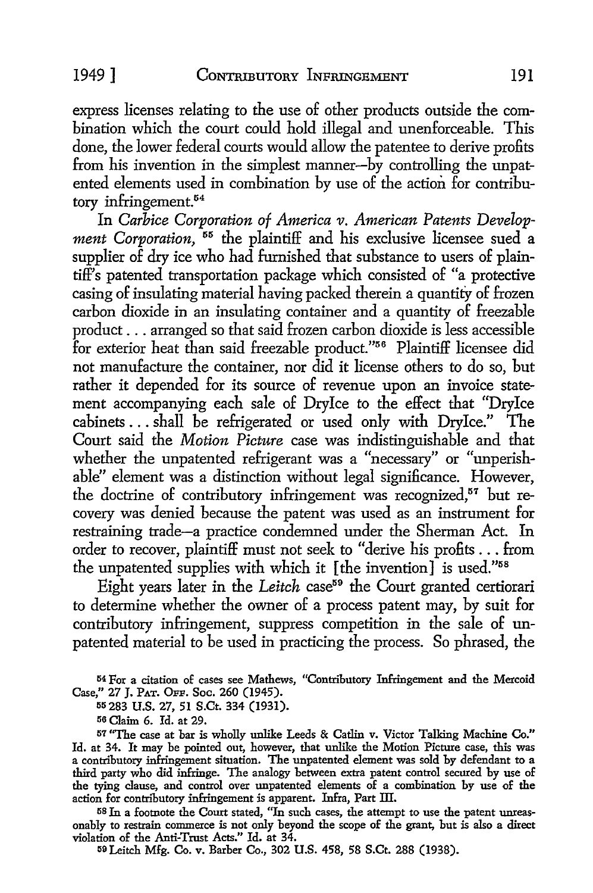express licenses relating to the use of other products outside the combination which the court could hold illegal and unenforceable. This done, the lower federal courts would allow the patentee to derive profits from his invention in the simplest manner—by controlling the unpatented elements used in combination by use of the action for contributory infringement.[54]

In *Carbice Corporation of America v. American Patents Development Corporation,* [55] the plaintiff and his exclusive licensee sued a supplier of dry ice who had furnished that substance to users of plaintiff's patented transportation package which consisted of "a protective casing of insulating material having packed therein a quantity of frozen carbon dioxide in an insulating container and a quantity of freezable product . . . arranged so that said frozen carbon dioxide is less accessible for exterior heat than said freezable product."[56] Plaintiff licensee did not manufacture the container, nor did it license others to do so, but rather it depended for its source of revenue upon an invoice statement accompanying each sale of DryIce to the effect that "DryIce cabinets . . . shall be refrigerated or used only with DryIce." The Court said the *Motion Picture* case was indistinguishable and that whether the unpatented refrigerant was a "necessary" or "unperishable" element was a distinction without legal significance. However, the doctrine of contributory infringement was recognized,[57] but recovery was denied because the patent was used as an instrument for restraining trade—a practice condemned under the Sherman Act. In order to recover, plaintiff must not seek to "derive his profits . . . from the unpatented supplies with which it [the invention] is used."[58]

Eight years later in the *Leitch* case[59] the Court granted certiorari to determine whether the owner of a process patent may, by suit for contributory infringement, suppress competition in the sale of unpatented material to be used in practicing the process. So phrased, the

[54] For a citation of cases see Mathews, "Contributory Infringement and the Mercoid Case," 27 J. PAT. OFF. SOC. 260 (1945).

[55] 283 U.S. 27, 51 S.Ct. 334 (1931).

[56] Claim 6. Id. at 29.

[57] "The case at bar is wholly unlike Leeds & Catlin v. Victor Talking Machine Co." Id. at 34. It may be pointed out, however, that unlike the Motion Picture case, this was a contributory infringement situation. The unpatented element was sold by defendant to a third party who did infringe. The analogy between extra patent control secured by use of the tying clause, and control over unpatented elements of a combination by use of the action for contributory infringement is apparent. Infra, Part III.

[58] In a footnote the Court stated, "In such cases, the attempt to use the patent unreasonably to restrain commerce is not only beyond the scope of the grant, but is also a direct violation of the Anti-Trust Acts." Id. at 34.

[59] Leitch Mfg. Co. v. Barber Co., 302 U.S. 458, 58 S.Ct. 288 (1938).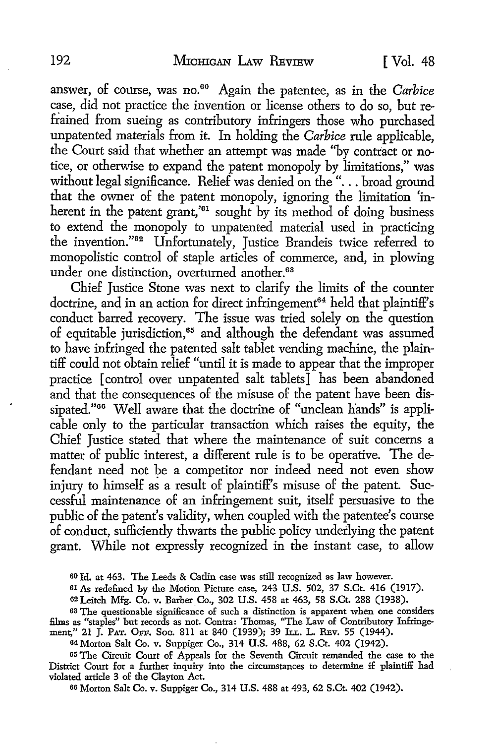answer, of course, was no.[60] Again the patentee, as in the *Carbice* case, did not practice the invention or license others to do so, but refrained from sueing as contributory infringers those who purchased unpatented materials from it. In holding the *Carbice* rule applicable, the Court said that whether an attempt was made "by contract or notice, or otherwise to expand the patent monopoly by limitations," was without legal significance. Relief was denied on the "... broad ground that the owner of the patent monopoly, ignoring the limitation 'inherent in the patent grant,'[61] sought by its method of doing business to extend the monopoly to unpatented material used in practicing the invention."[62] Unfortunately, Justice Brandeis twice referred to monopolistic control of staple articles of commerce, and, in plowing under one distinction, overturned another.[63]

Chief Justice Stone was next to clarify the limits of the counter doctrine, and in an action for direct infringement[64] held that plaintiff's conduct barred recovery. The issue was tried solely on the question of equitable jurisdiction,[65] and although the defendant was assumed to have infringed the patented salt tablet vending machine, the plaintiff could not obtain relief "until it is made to appear that the improper practice [control over unpatented salt tablets] has been abandoned and that the consequences of the misuse of the patent have been dissipated."[66] Well aware that the doctrine of "unclean hands" is applicable only to the particular transaction which raises the equity, the Chief Justice stated that where the maintenance of suit concerns a matter of public interest, a different rule is to be operative. The defendant need not be a competitor nor indeed need not even show injury to himself as a result of plaintiff's misuse of the patent. Successful maintenance of an infringement suit, itself persuasive to the public of the patent's validity, when coupled with the patentee's course of conduct, sufficiently thwarts the public policy underlying the patent grant. While not expressly recognized in the instant case, to allow

---

60 Id. at 463. The Leeds & Catlin case was still recognized as law however.

61 As redefined by the Motion Picture case, 243 U.S. 502, 37 S.Ct. 416 (1917).

62 Leitch Mfg. Co. v. Barber Co., 302 U.S. 458 at 463, 58 S.Ct. 288 (1938).

63 The questionable significance of such a distinction is apparent when one considers films as "staples" but records as not. Contra: Thomas, "The Law of Contributory Infringement," 21 J. Pat. Off. Soc. 811 at 840 (1939); 39 Ill. L. Rev. 55 (1944).

64 Morton Salt Co. v. Suppiger Co., 314 U.S. 488, 62 S.Ct. 402 (1942).

65 The Circuit Court of Appeals for the Seventh Circuit remanded the case to the District Court for a further inquiry into the circumstances to determine if plaintiff had violated article 3 of the Clayton Act.

66 Morton Salt Co. v. Suppiger Co., 314 U.S. 488 at 493, 62 S.Ct. 402 (1942).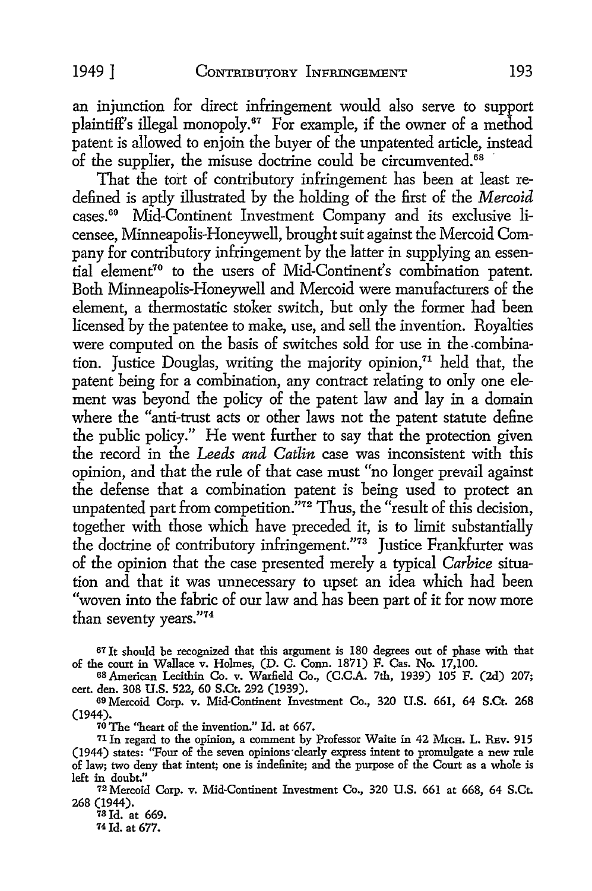an injunction for direct infringement would also serve to support plaintiff's illegal monopoly.[67] For example, if the owner of a method patent is allowed to enjoin the buyer of the unpatented article, instead of the supplier, the misuse doctrine could be circumvented.[68]

That the tort of contributory infringement has been at least redefined is aptly illustrated by the holding of the first of the *Mercoid* cases.[69] Mid-Continent Investment Company and its exclusive licensee, Minneapolis-Honeywell, brought suit against the Mercoid Company for contributory infringement by the latter in supplying an essential element[70] to the users of Mid-Continent's combination patent. Both Minneapolis-Honeywell and Mercoid were manufacturers of the element, a thermostatic stoker switch, but only the former had been licensed by the patentee to make, use, and sell the invention. Royalties were computed on the basis of switches sold for use in the combination. Justice Douglas, writing the majority opinion,[71] held that, the patent being for a combination, any contract relating to only one element was beyond the policy of the patent law and lay in a domain where the "anti-trust acts or other laws not the patent statute define the public policy." He went further to say that the protection given the record in the *Leeds and Catlin* case was inconsistent with this opinion, and that the rule of that case must "no longer prevail against the defense that a combination patent is being used to protect an unpatented part from competition."[72] Thus, the "result of this decision, together with those which have preceded it, is to limit substantially the doctrine of contributory infringement."[73] Justice Frankfurter was of the opinion that the case presented merely a typical *Carbice* situation and that it was unnecessary to upset an idea which had been "woven into the fabric of our law and has been part of it for now more than seventy years."[74]

---

[67] It should be recognized that this argument is 180 degrees out of phase with that of the court in Wallace v. Holmes, (D. C. Conn. 1871) F. Cas. No. 17,100.

[68] American Lecithin Co. v. Warfield Co., (C.C.A. 7th, 1939) 105 F. (2d) 207; cert. den. 308 U.S. 522, 60 S.Ct. 292 (1939).

[69] Mercoid Corp. v. Mid-Continent Investment Co., 320 U.S. 661, 64 S.Ct. 268 (1944).

[70] The "heart of the invention." Id. at 667.

[71] In regard to the opinion, a comment by Professor Waite in 42 Mich. L. Rev. 915 (1944) states: "Four of the seven opinions clearly express intent to promulgate a new rule of law; two deny that intent; one is indefinite; and the purpose of the Court as a whole is left in doubt."

[72] Mercoid Corp. v. Mid-Continent Investment Co., 320 U.S. 661 at 668, 64 S.Ct. 268 (1944).

[73] Id. at 669.

[74] Id. at 677.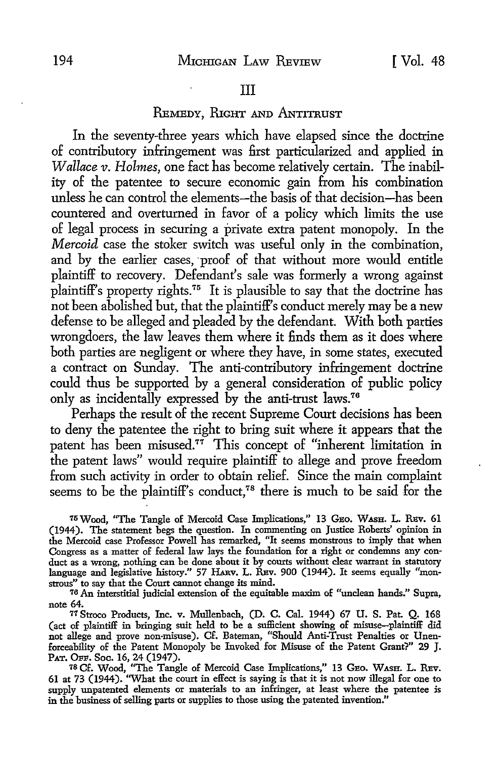## III

### Remedy, Right and Antitrust

In the seventy-three years which have elapsed since the doctrine of contributory infringement was first particularized and applied in *Wallace v. Holmes*, one fact has become relatively certain. The inability of the patentee to secure economic gain from his combination unless he can control the elements—the basis of that decision—has been countered and overturned in favor of a policy which limits the use of legal process in securing a private extra patent monopoly. In the *Mercoid* case the stoker switch was useful only in the combination, and by the earlier cases, proof of that without more would entitle plaintiff to recovery. Defendant's sale was formerly a wrong against plaintiff's property rights.[75] It is plausible to say that the doctrine has not been abolished but, that the plaintiff's conduct merely may be a new defense to be alleged and pleaded by the defendant. With both parties wrongdoers, the law leaves them where it finds them as it does where both parties are negligent or where they have, in some states, executed a contract on Sunday. The anti-contributory infringement doctrine could thus be supported by a general consideration of public policy only as incidentally expressed by the anti-trust laws.[76]

Perhaps the result of the recent Supreme Court decisions has been to deny the patentee the right to bring suit where it appears that the patent has been misused.[77] This concept of "inherent limitation in the patent laws" would require plaintiff to allege and prove freedom from such activity in order to obtain relief. Since the main complaint seems to be the plaintiff's conduct,[78] there is much to be said for the

---

[75] Wood, "The Tangle of Mercoid Case Implications," 13 Geo. Wash. L. Rev. 61 (1944). The statement begs the question. In commenting on Justice Roberts' opinion in the Mercoid case Professor Powell has remarked, "It seems monstrous to imply that when Congress as a matter of federal law lays the foundation for a right or condemns any conduct as a wrong, nothing can be done about it by courts without clear warrant in statutory language and legislative history." 57 Harv. L. Rev. 900 (1944). It seems equally "monstrous" to say that the Court cannot change its mind.

[76] An interstitial judicial extension of the equitable maxim of "unclean hands." Supra, note 64.

[77] Stroco Products, Inc. v. Mullenbach, (D. C. Cal. 1944) 67 U. S. Pat. Q. 168 (act of plaintiff in bringing suit held to be a sufficient showing of misuse—plaintiff did not allege and prove non-misuse). Cf. Bateman, "Should Anti-Trust Penalties or Unenforceability of the Patent Monopoly be Invoked for Misuse of the Patent Grant?" 29 J. Pat. Off. Soc. 16, 24 (1947).

[78] Cf. Wood, "The Tangle of Mercoid Case Implications," 13 Geo. Wash. L. Rev. 61 at 73 (1944). "What the court in effect is saying is that it is not now illegal for one to supply unpatented elements or materials to an infringer, at least where the patentee is in the business of selling parts or supplies to those using the patented invention."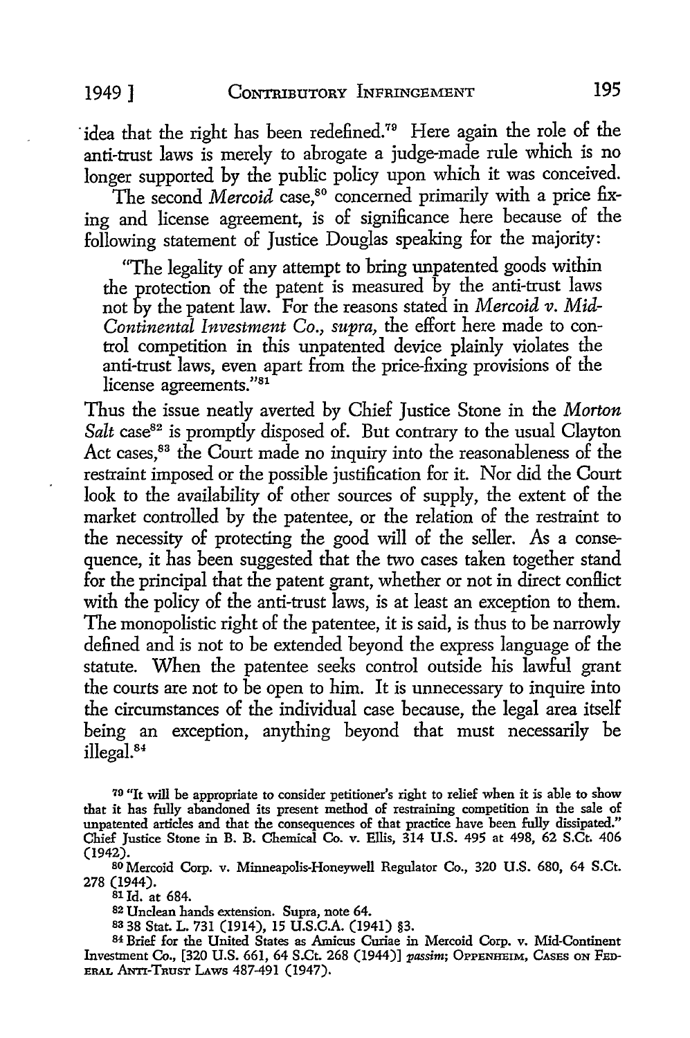idea that the right has been redefined.[79] Here again the role of the anti-trust laws is merely to abrogate a judge-made rule which is no longer supported by the public policy upon which it was conceived.

The second *Mercoid* case,[80] concerned primarily with a price fixing and license agreement, is of significance here because of the following statement of Justice Douglas speaking for the majority:

> "The legality of any attempt to bring unpatented goods within the protection of the patent is measured by the anti-trust laws not by the patent law. For the reasons stated in *Mercoid v. Mid-Continental Investment Co., supra,* the effort here made to control competition in this unpatented device plainly violates the anti-trust laws, even apart from the price-fixing provisions of the license agreements."[81]

Thus the issue neatly averted by Chief Justice Stone in the *Morton Salt* case[82] is promptly disposed of. But contrary to the usual Clayton Act cases,[83] the Court made no inquiry into the reasonableness of the restraint imposed or the possible justification for it. Nor did the Court look to the availability of other sources of supply, the extent of the market controlled by the patentee, or the relation of the restraint to the necessity of protecting the good will of the seller. As a consequence, it has been suggested that the two cases taken together stand for the principal that the patent grant, whether or not in direct conflict with the policy of the anti-trust laws, is at least an exception to them. The monopolistic right of the patentee, it is said, is thus to be narrowly defined and is not to be extended beyond the express language of the statute. When the patentee seeks control outside his lawful grant the courts are not to be open to him. It is unnecessary to inquire into the circumstances of the individual case because, the legal area itself being an exception, anything beyond that must necessarily be illegal.[84]

---

[79] "It will be appropriate to consider petitioner's right to relief when it is able to show that it has fully abandoned its present method of restraining competition in the sale of unpatented articles and that the consequences of that practice have been fully dissipated." Chief Justice Stone in B. B. Chemical Co. v. Ellis, 314 U.S. 495 at 498, 62 S.Ct. 406 (1942).

[80] Mercoid Corp. v. Minneapolis-Honeywell Regulator Co., 320 U.S. 680, 64 S.Ct. 278 (1944).

[81] Id. at 684.

[82] Unclean hands extension. Supra, note 64.

[83] 38 Stat. L. 731 (1914), 15 U.S.C.A. (1941) §3.

[84] Brief for the United States as Amicus Curiae in Mercoid Corp. v. Mid-Continent Investment Co., [320 U.S. 661, 64 S.Ct. 268 (1944)] *passim*; OPPENHEIM, CASES ON FEDERAL ANTI-TRUST LAWS 487-491 (1947).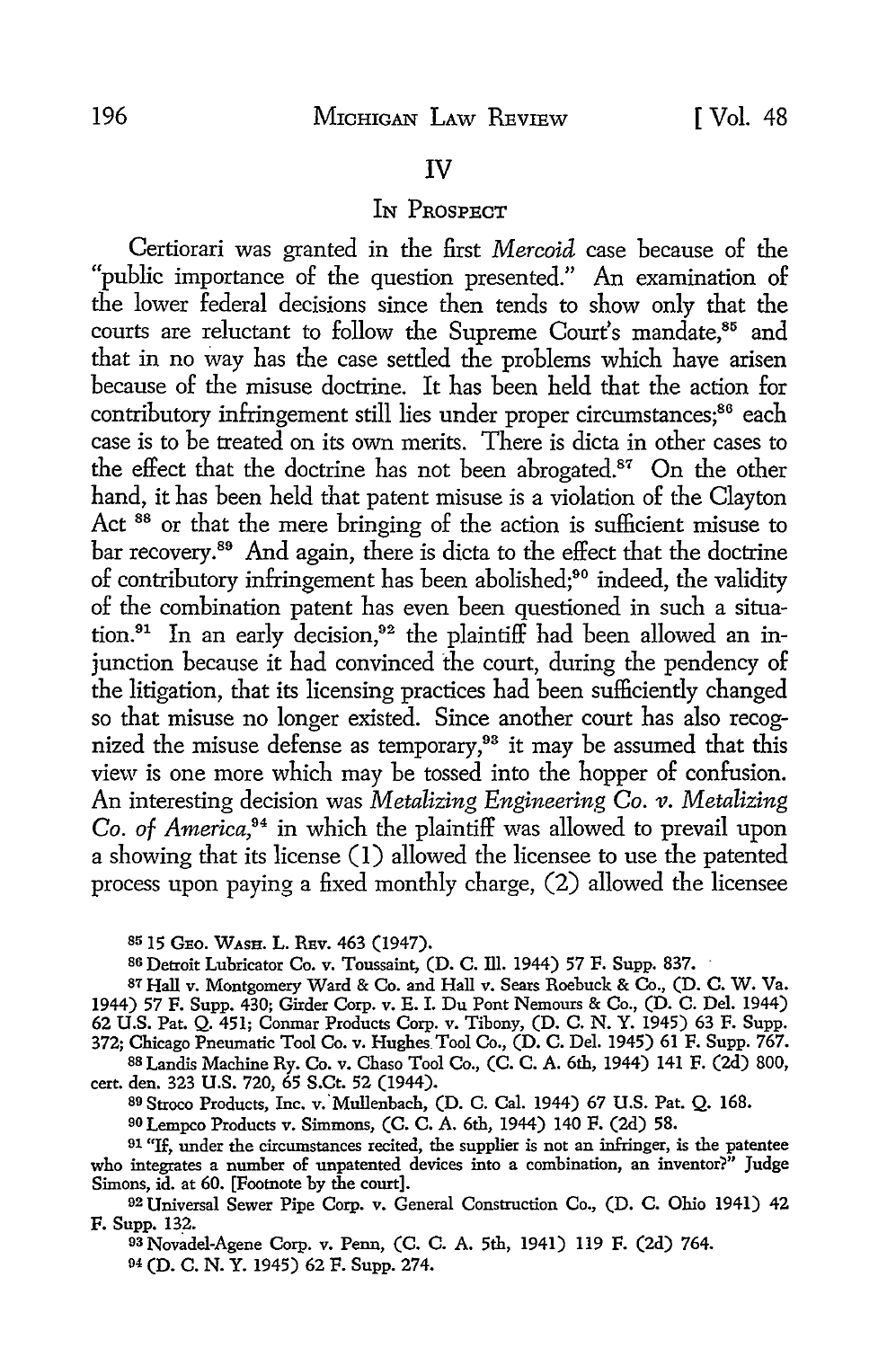## IV

### In Prospect

Certiorari was granted in the first *Mercoid* case because of the "public importance of the question presented." An examination of the lower federal decisions since then tends to show only that the courts are reluctant to follow the Supreme Court's mandate,[85] and that in no way has the case settled the problems which have arisen because of the misuse doctrine. It has been held that the action for contributory infringement still lies under proper circumstances;[86] each case is to be treated on its own merits. There is dicta in other cases to the effect that the doctrine has not been abrogated.[87] On the other hand, it has been held that patent misuse is a violation of the Clayton Act [88] or that the mere bringing of the action is sufficient misuse to bar recovery.[89] And again, there is dicta to the effect that the doctrine of contributory infringement has been abolished;[90] indeed, the validity of the combination patent has even been questioned in such a situation.[91] In an early decision,[92] the plaintiff had been allowed an injunction because it had convinced the court, during the pendency of the litigation, that its licensing practices had been sufficiently changed so that misuse no longer existed. Since another court has also recognized the misuse defense as temporary,[93] it may be assumed that this view is one more which may be tossed into the hopper of confusion. An interesting decision was *Metalizing Engineering Co. v. Metalizing Co. of America*,[94] in which the plaintiff was allowed to prevail upon a showing that its license (1) allowed the licensee to use the patented process upon paying a fixed monthly charge, (2) allowed the licensee

---

[85] 15 Geo. Wash. L. Rev. 463 (1947).

[86] Detroit Lubricator Co. v. Toussaint, (D. C. Ill. 1944) 57 F. Supp. 837.

[87] Hall v. Montgomery Ward & Co. and Hall v. Sears Roebuck & Co., (D. C. W. Va. 1944) 57 F. Supp. 430; Girder Corp. v. E. I. Du Pont Nemours & Co., (D. C. Del. 1944) 62 U.S. Pat. Q. 451; Conmar Products Corp. v. Tibony, (D. C. N. Y. 1945) 63 F. Supp. 372; Chicago Pneumatic Tool Co. v. Hughes Tool Co., (D. C. Del. 1945) 61 F. Supp. 767.

[88] Landis Machine Ry. Co. v. Chaso Tool Co., (C. C. A. 6th, 1944) 141 F. (2d) 800, cert. den. 323 U.S. 720, 65 S.Ct. 52 (1944).

[89] Stroco Products, Inc. v. Mullenbach, (D. C. Cal. 1944) 67 U.S. Pat. Q. 168.

[90] Lempco Products v. Simmons, (C. C. A. 6th, 1944) 140 F. (2d) 58.

[91] "If, under the circumstances recited, the supplier is not an infringer, is the patentee who integrates a number of unpatented devices into a combination, an inventor?" Judge Simons, id. at 60. [Footnote by the court].

[92] Universal Sewer Pipe Corp. v. General Construction Co., (D. C. Ohio 1941) 42 F. Supp. 132.

[93] Novadel-Agene Corp. v. Penn, (C. C. A. 5th, 1941) 119 F. (2d) 764.

[94] (D. C. N. Y. 1945) 62 F. Supp. 274.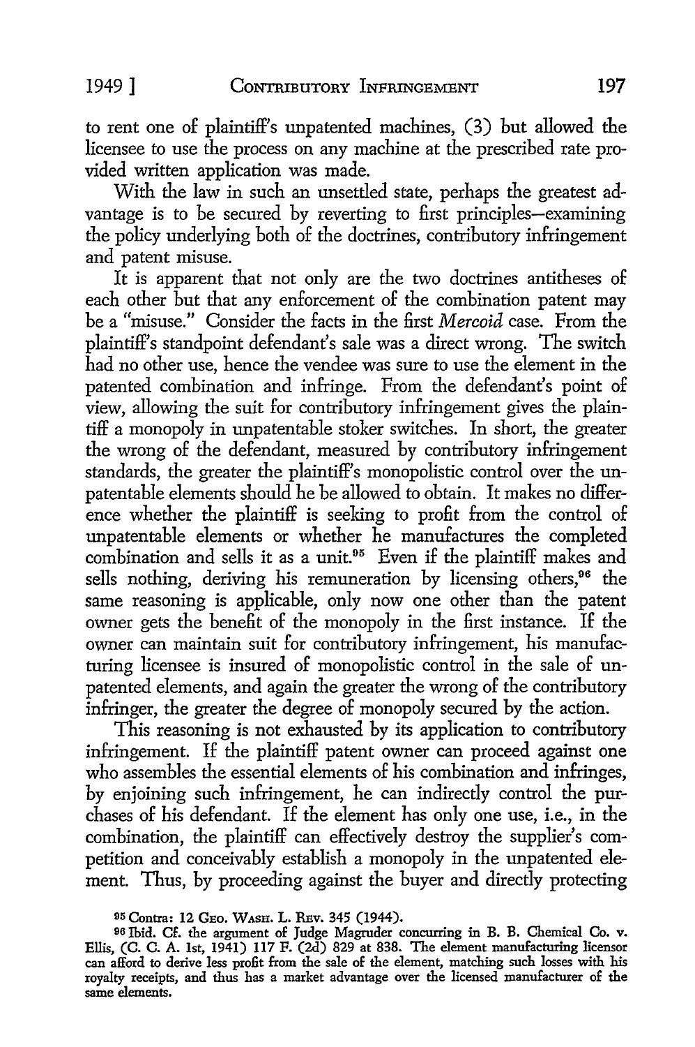to rent one of plaintiff's unpatented machines, (3) but allowed the licensee to use the process on any machine at the prescribed rate provided written application was made.

With the law in such an unsettled state, perhaps the greatest advantage is to be secured by reverting to first principles—examining the policy underlying both of the doctrines, contributory infringement and patent misuse.

It is apparent that not only are the two doctrines antitheses of each other but that any enforcement of the combination patent may be a "misuse." Consider the facts in the first *Mercoid* case. From the plaintiff's standpoint defendant's sale was a direct wrong. The switch had no other use, hence the vendee was sure to use the element in the patented combination and infringe. From the defendant's point of view, allowing the suit for contributory infringement gives the plaintiff a monopoly in unpatentable stoker switches. In short, the greater the wrong of the defendant, measured by contributory infringement standards, the greater the plaintiff's monopolistic control over the unpatentable elements should he be allowed to obtain. It makes no difference whether the plaintiff is seeking to profit from the control of unpatentable elements or whether he manufactures the completed combination and sells it as a unit.[95] Even if the plaintiff makes and sells nothing, deriving his remuneration by licensing others,[96] the same reasoning is applicable, only now one other than the patent owner gets the benefit of the monopoly in the first instance. If the owner can maintain suit for contributory infringement, his manufacturing licensee is insured of monopolistic control in the sale of unpatented elements, and again the greater the wrong of the contributory infringer, the greater the degree of monopoly secured by the action.

This reasoning is not exhausted by its application to contributory infringement. If the plaintiff patent owner can proceed against one who assembles the essential elements of his combination and infringes, by enjoining such infringement, he can indirectly control the purchases of his defendant. If the element has only one use, i.e., in the combination, the plaintiff can effectively destroy the supplier's competition and conceivably establish a monopoly in the unpatented element. Thus, by proceeding against the buyer and directly protecting

---

[95] Contra: 12 Geo. Wash. L. Rev. 345 (1944).

[96] Ibid. Cf. the argument of Judge Magruder concurring in B. B. Chemical Co. v. Ellis, (C. C. A. 1st, 1941) 117 F. (2d) 829 at 838. The element manufacturing licensor can afford to derive less profit from the sale of the element, matching such losses with his royalty receipts, and thus has a market advantage over the licensed manufacturer of the same elements.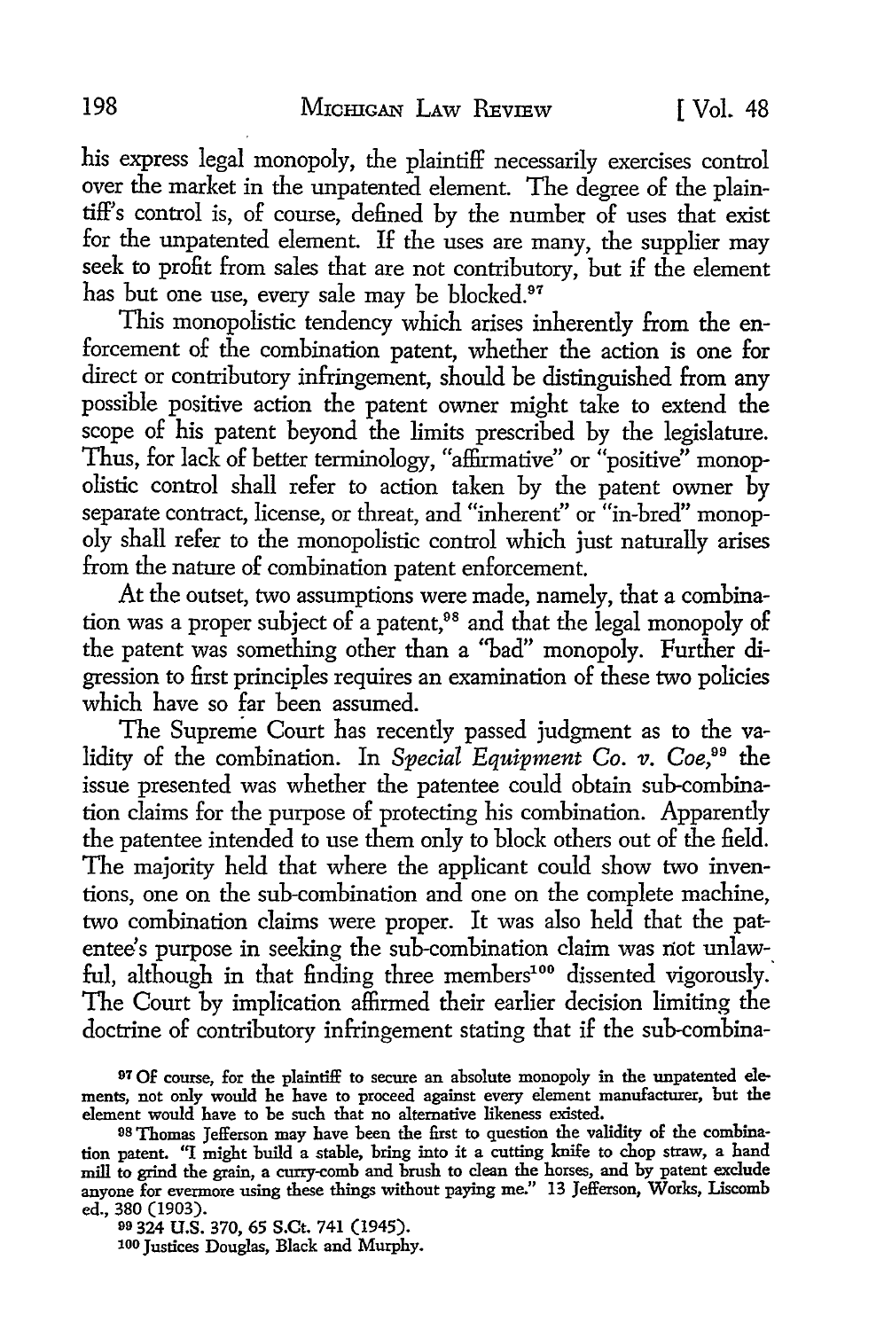his express legal monopoly, the plaintiff necessarily exercises control over the market in the unpatented element. The degree of the plaintiff's control is, of course, defined by the number of uses that exist for the unpatented element. If the uses are many, the supplier may seek to profit from sales that are not contributory, but if the element has but one use, every sale may be blocked.[97]

This monopolistic tendency which arises inherently from the enforcement of the combination patent, whether the action is one for direct or contributory infringement, should be distinguished from any possible positive action the patent owner might take to extend the scope of his patent beyond the limits prescribed by the legislature. Thus, for lack of better terminology, "affirmative" or "positive" monopolistic control shall refer to action taken by the patent owner by separate contract, license, or threat, and "inherent" or "in-bred" monopoly shall refer to the monopolistic control which just naturally arises from the nature of combination patent enforcement.

At the outset, two assumptions were made, namely, that a combination was a proper subject of a patent,[98] and that the legal monopoly of the patent was something other than a "bad" monopoly. Further digression to first principles requires an examination of these two policies which have so far been assumed.

The Supreme Court has recently passed judgment as to the validity of the combination. In *Special Equipment Co. v. Coe*,[99] the issue presented was whether the patentee could obtain sub-combination claims for the purpose of protecting his combination. Apparently the patentee intended to use them only to block others out of the field. The majority held that where the applicant could show two inventions, one on the sub-combination and one on the complete machine, two combination claims were proper. It was also held that the patentee's purpose in seeking the sub-combination claim was not unlawful, although in that finding three members[100] dissented vigorously. The Court by implication affirmed their earlier decision limiting the doctrine of contributory infringement stating that if the sub-combina-

---

[97] Of course, for the plaintiff to secure an absolute monopoly in the unpatented elements, not only would he have to proceed against every element manufacturer, but the element would have to be such that no alternative likeness existed.

[98] Thomas Jefferson may have been the first to question the validity of the combination patent. "I might build a stable, bring into it a cutting knife to chop straw, a hand mill to grind the grain, a curry-comb and brush to clean the horses, and by patent exclude anyone for evermore using these things without paying me." 13 Jefferson, Works, Liscomb ed., 380 (1903).

[99] 324 U.S. 370, 65 S.Ct. 741 (1945).

[100] Justices Douglas, Black and Murphy.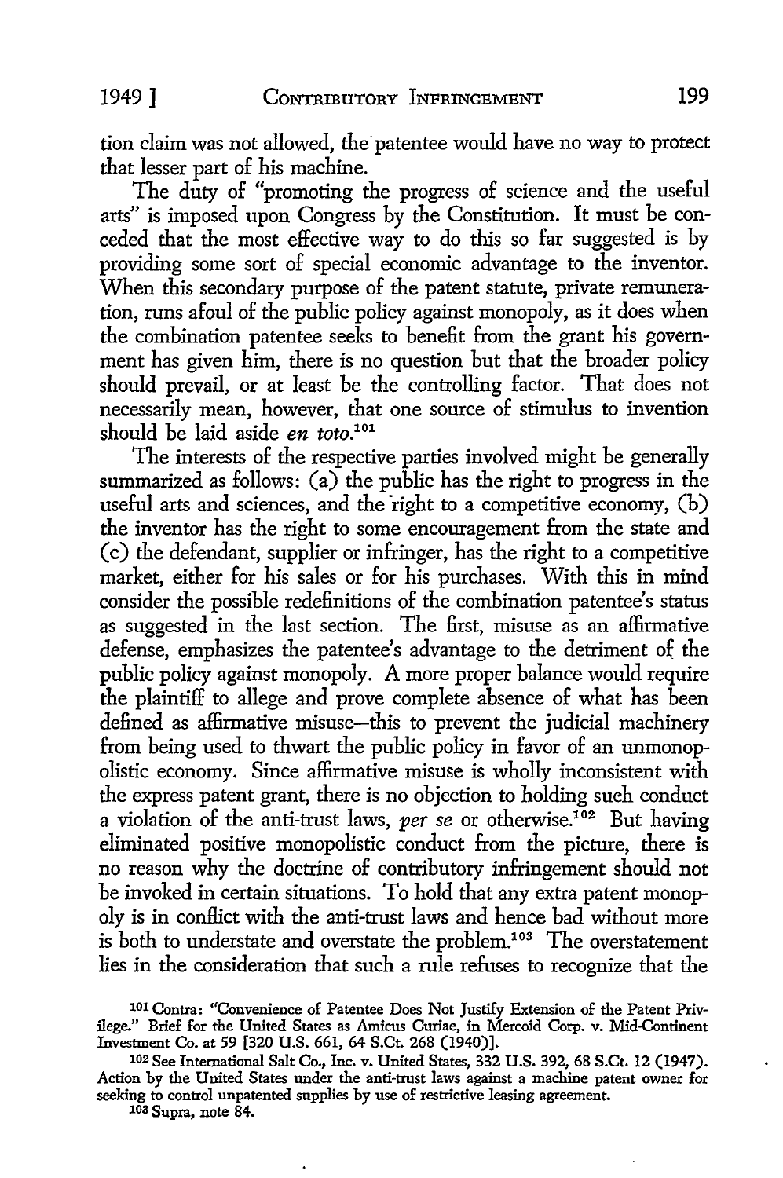tion claim was not allowed, the patentee would have no way to protect that lesser part of his machine.

The duty of "promoting the progress of science and the useful arts" is imposed upon Congress by the Constitution. It must be conceded that the most effective way to do this so far suggested is by providing some sort of special economic advantage to the inventor. When this secondary purpose of the patent statute, private remuneration, runs afoul of the public policy against monopoly, as it does when the combination patentee seeks to benefit from the grant his government has given him, there is no question but that the broader policy should prevail, or at least be the controlling factor. That does not necessarily mean, however, that one source of stimulus to invention should be laid aside *en toto*.[101]

The interests of the respective parties involved might be generally summarized as follows: (a) the public has the right to progress in the useful arts and sciences, and the right to a competitive economy, (b) the inventor has the right to some encouragement from the state and (c) the defendant, supplier or infringer, has the right to a competitive market, either for his sales or for his purchases. With this in mind consider the possible redefinitions of the combination patentee's status as suggested in the last section. The first, misuse as an affirmative defense, emphasizes the patentee's advantage to the detriment of the public policy against monopoly. A more proper balance would require the plaintiff to allege and prove complete absence of what has been defined as affirmative misuse—this to prevent the judicial machinery from being used to thwart the public policy in favor of an unmonopolistic economy. Since affirmative misuse is wholly inconsistent with the express patent grant, there is no objection to holding such conduct a violation of the anti-trust laws, *per se* or otherwise.[102] But having eliminated positive monopolistic conduct from the picture, there is no reason why the doctrine of contributory infringement should not be invoked in certain situations. To hold that any extra patent monopoly is in conflict with the anti-trust laws and hence bad without more is both to understate and overstate the problem.[103] The overstatement lies in the consideration that such a rule refuses to recognize that the

[101] Contra: "Convenience of Patentee Does Not Justify Extension of the Patent Privilege." Brief for the United States as Amicus Curiae, in Mercoid Corp. v. Mid-Continent Investment Co. at 59 [320 U.S. 661, 64 S.Ct. 268 (1940)].

[102] See International Salt Co., Inc. v. United States, 332 U.S. 392, 68 S.Ct. 12 (1947). Action by the United States under the anti-trust laws against a machine patent owner for seeking to control unpatented supplies by use of restrictive leasing agreement.

[103] Supra, note 84.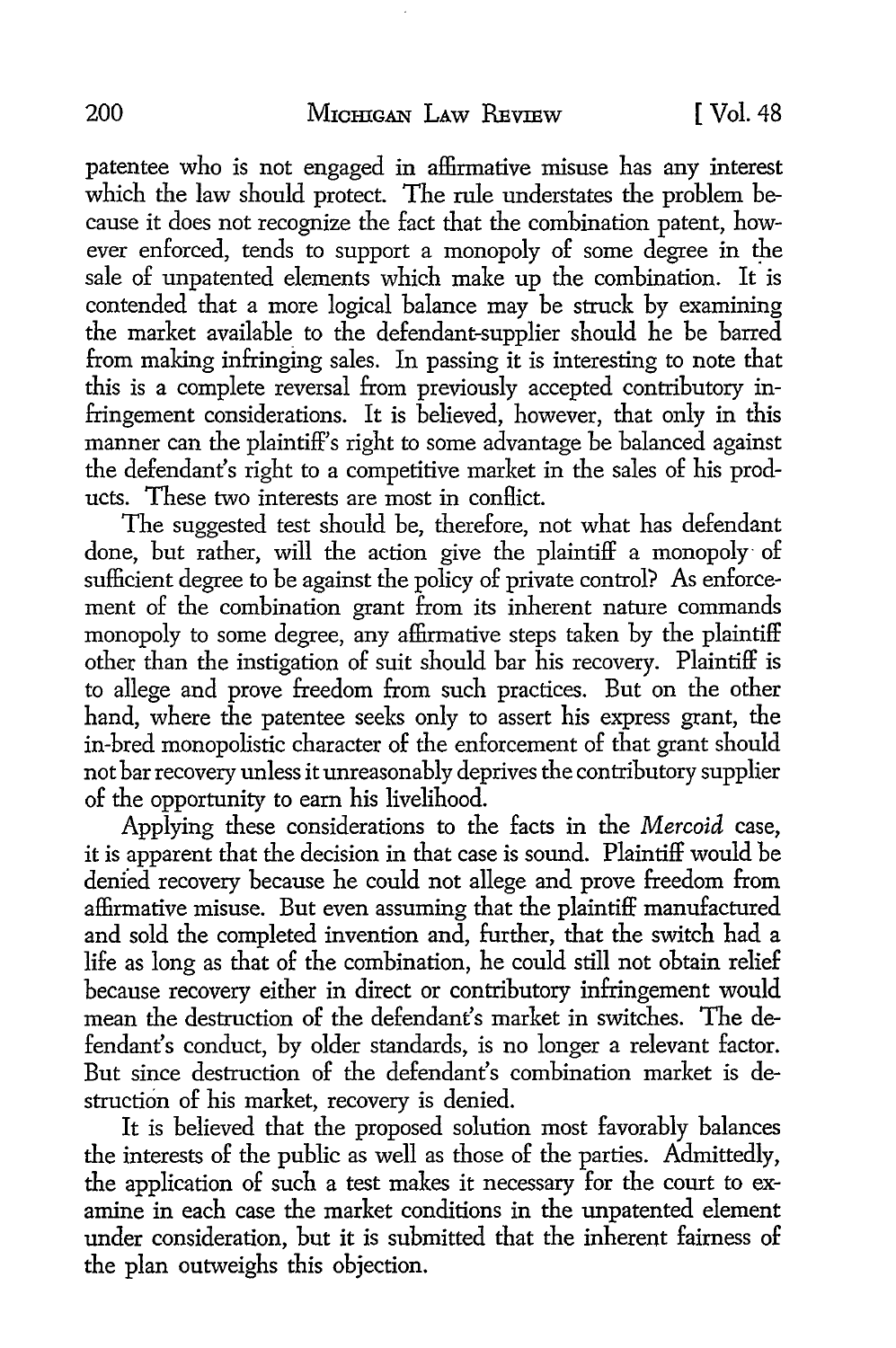patentee who is not engaged in affirmative misuse has any interest which the law should protect. The rule understates the problem because it does not recognize the fact that the combination patent, however enforced, tends to support a monopoly of some degree in the sale of unpatented elements which make up the combination. It is contended that a more logical balance may be struck by examining the market available to the defendant-supplier should he be barred from making infringing sales. In passing it is interesting to note that this is a complete reversal from previously accepted contributory infringement considerations. It is believed, however, that only in this manner can the plaintiff's right to some advantage be balanced against the defendant's right to a competitive market in the sales of his products. These two interests are most in conflict.

The suggested test should be, therefore, not what has defendant done, but rather, will the action give the plaintiff a monopoly of sufficient degree to be against the policy of private control? As enforcement of the combination grant from its inherent nature commands monopoly to some degree, any affirmative steps taken by the plaintiff other than the instigation of suit should bar his recovery. Plaintiff is to allege and prove freedom from such practices. But on the other hand, where the patentee seeks only to assert his express grant, the in-bred monopolistic character of the enforcement of that grant should not bar recovery unless it unreasonably deprives the contributory supplier of the opportunity to earn his livelihood.

Applying these considerations to the facts in the *Mercoid* case, it is apparent that the decision in that case is sound. Plaintiff would be denied recovery because he could not allege and prove freedom from affirmative misuse. But even assuming that the plaintiff manufactured and sold the completed invention and, further, that the switch had a life as long as that of the combination, he could still not obtain relief because recovery either in direct or contributory infringement would mean the destruction of the defendant's market in switches. The defendant's conduct, by older standards, is no longer a relevant factor. But since destruction of the defendant's combination market is destruction of his market, recovery is denied.

It is believed that the proposed solution most favorably balances the interests of the public as well as those of the parties. Admittedly, the application of such a test makes it necessary for the court to examine in each case the market conditions in the unpatented element under consideration, but it is submitted that the inherent fairness of the plan outweighs this objection.